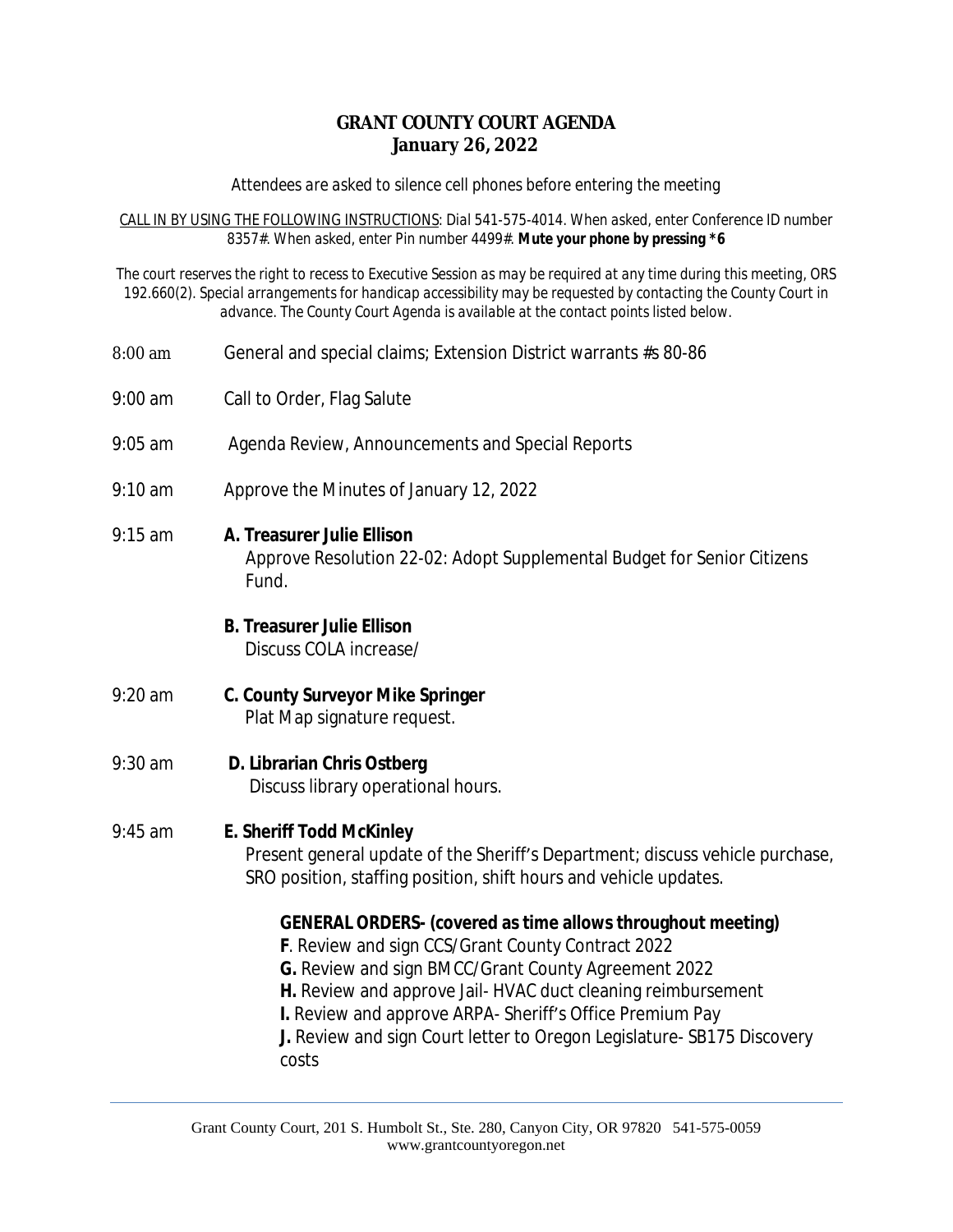# GRANT COUNTY COURT AGENDA
## January 26, 2022

*Attendees are asked to silence cell phones before entering the meeting*

CALL IN BY USING THE FOLLOWING INSTRUCTIONS: Dial 541-575-4014. When asked, enter Conference ID number 8357#. When asked, enter Pin number 4499#. **Mute your phone by pressing *6**

The court reserves the right to recess to Executive Session as may be required at any time during this meeting, ORS 192.660(2). Special arrangements for handicap accessibility may be requested by contacting the County Court in advance. The County Court Agenda is available at the contact points listed below.

8:00 am — General and special claims; Extension District warrants #s 80-86

9:00 am — Call to Order, Flag Salute

9:05 am — Agenda Review, Announcements and Special Reports

9:10 am — Approve the Minutes of January 12, 2022

9:15 am — **A. Treasurer Julie Ellison**
Approve Resolution 22-02: Adopt Supplemental Budget for Senior Citizens Fund.

**B. Treasurer Julie Ellison**
Discuss COLA increase/

9:20 am — **C. County Surveyor Mike Springer**
Plat Map signature request.

9:30 am — **D. Librarian Chris Ostberg**
Discuss library operational hours.

9:45 am — **E. Sheriff Todd McKinley**
Present general update of the Sheriff's Department; discuss vehicle purchase, SRO position, staffing position, shift hours and vehicle updates.

**GENERAL ORDERS- (covered as time allows throughout meeting)**

**F**. Review and sign CCS/Grant County Contract 2022
**G.** Review and sign BMCC/Grant County Agreement 2022
**H.** Review and approve Jail- HVAC duct cleaning reimbursement
**I.** Review and approve ARPA- Sheriff's Office Premium Pay
**J.** Review and sign Court letter to Oregon Legislature- SB175 Discovery costs

Grant County Court, 201 S. Humbolt St., Ste. 280, Canyon City, OR 97820 541-575-0059
www.grantcountyoregon.net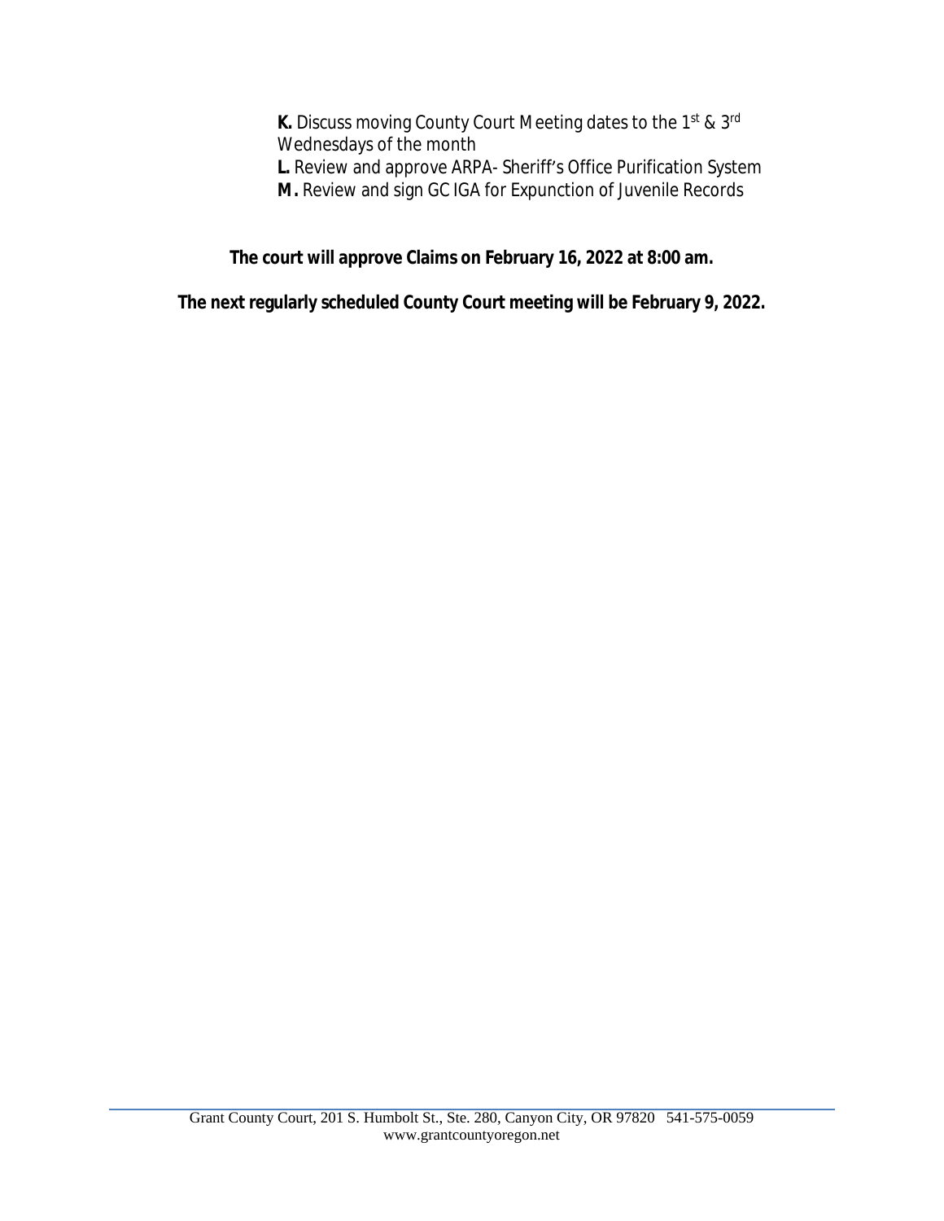**K.** Discuss moving County Court Meeting dates to the 1st & 3rd Wednesdays of the month

**L.** Review and approve ARPA- Sheriff's Office Purification System

**M.** Review and sign GC IGA for Expunction of Juvenile Records

**The court will approve Claims on February 16, 2022 at 8:00 am.**

**The next regularly scheduled County Court meeting will be February 9, 2022.**